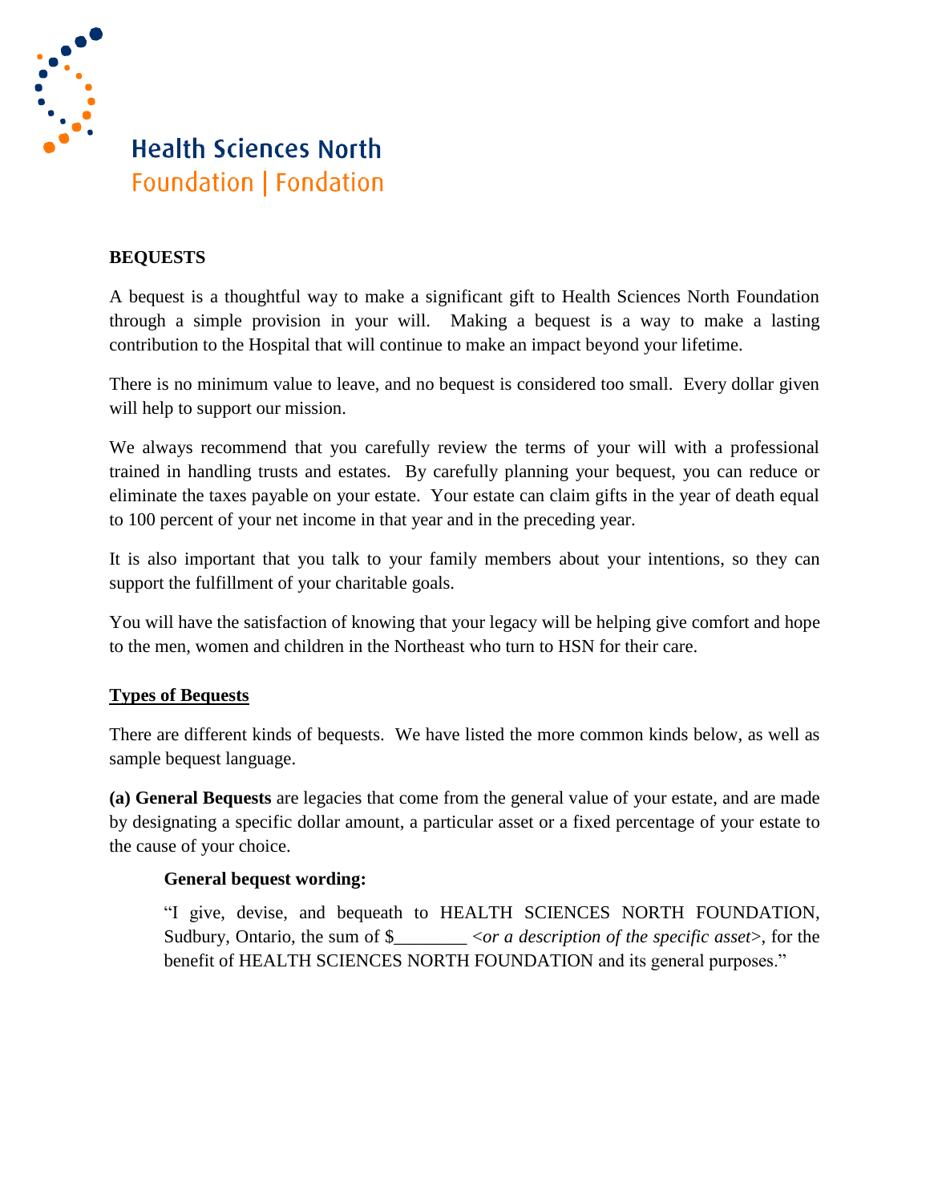Health Sciences North
Foundation | Fondation

## BEQUESTS

A bequest is a thoughtful way to make a significant gift to Health Sciences North Foundation through a simple provision in your will. Making a bequest is a way to make a lasting contribution to the Hospital that will continue to make an impact beyond your lifetime.

There is no minimum value to leave, and no bequest is considered too small. Every dollar given will help to support our mission.

We always recommend that you carefully review the terms of your will with a professional trained in handling trusts and estates. By carefully planning your bequest, you can reduce or eliminate the taxes payable on your estate. Your estate can claim gifts in the year of death equal to 100 percent of your net income in that year and in the preceding year.

It is also important that you talk to your family members about your intentions, so they can support the fulfillment of your charitable goals.

You will have the satisfaction of knowing that your legacy will be helping give comfort and hope to the men, women and children in the Northeast who turn to HSN for their care.

### Types of Bequests

There are different kinds of bequests. We have listed the more common kinds below, as well as sample bequest language.

**(a) General Bequests** are legacies that come from the general value of your estate, and are made by designating a specific dollar amount, a particular asset or a fixed percentage of your estate to the cause of your choice.

> **General bequest wording:**
>
> "I give, devise, and bequeath to HEALTH SCIENCES NORTH FOUNDATION, Sudbury, Ontario, the sum of $________ <*or a description of the specific asset*>, for the benefit of HEALTH SCIENCES NORTH FOUNDATION and its general purposes."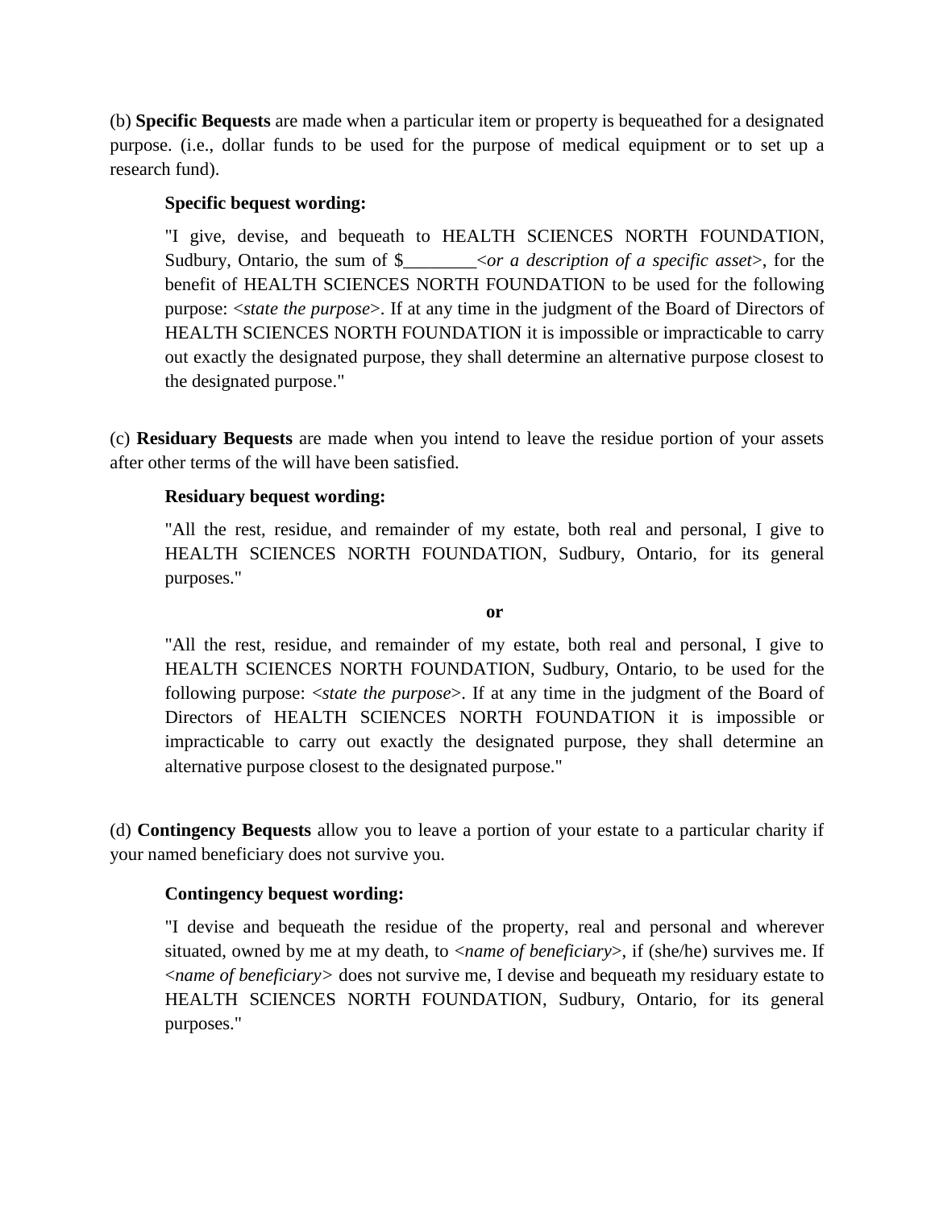(b) **Specific Bequests** are made when a particular item or property is bequeathed for a designated purpose. (i.e., dollar funds to be used for the purpose of medical equipment or to set up a research fund).

> **Specific bequest wording:**
>
> "I give, devise, and bequeath to HEALTH SCIENCES NORTH FOUNDATION, Sudbury, Ontario, the sum of $________<*or a description of a specific asset*>, for the benefit of HEALTH SCIENCES NORTH FOUNDATION to be used for the following purpose: <*state the purpose*>. If at any time in the judgment of the Board of Directors of HEALTH SCIENCES NORTH FOUNDATION it is impossible or impracticable to carry out exactly the designated purpose, they shall determine an alternative purpose closest to the designated purpose."

(c) **Residuary Bequests** are made when you intend to leave the residue portion of your assets after other terms of the will have been satisfied.

> **Residuary bequest wording:**
>
> "All the rest, residue, and remainder of my estate, both real and personal, I give to HEALTH SCIENCES NORTH FOUNDATION, Sudbury, Ontario, for its general purposes."
>
> **or**
>
> "All the rest, residue, and remainder of my estate, both real and personal, I give to HEALTH SCIENCES NORTH FOUNDATION, Sudbury, Ontario, to be used for the following purpose: <*state the purpose*>. If at any time in the judgment of the Board of Directors of HEALTH SCIENCES NORTH FOUNDATION it is impossible or impracticable to carry out exactly the designated purpose, they shall determine an alternative purpose closest to the designated purpose."

(d) **Contingency Bequests** allow you to leave a portion of your estate to a particular charity if your named beneficiary does not survive you.

> **Contingency bequest wording:**
>
> "I devise and bequeath the residue of the property, real and personal and wherever situated, owned by me at my death, to <*name of beneficiary*>, if (she/he) survives me. If <*name of beneficiary*> does not survive me, I devise and bequeath my residuary estate to HEALTH SCIENCES NORTH FOUNDATION, Sudbury, Ontario, for its general purposes."